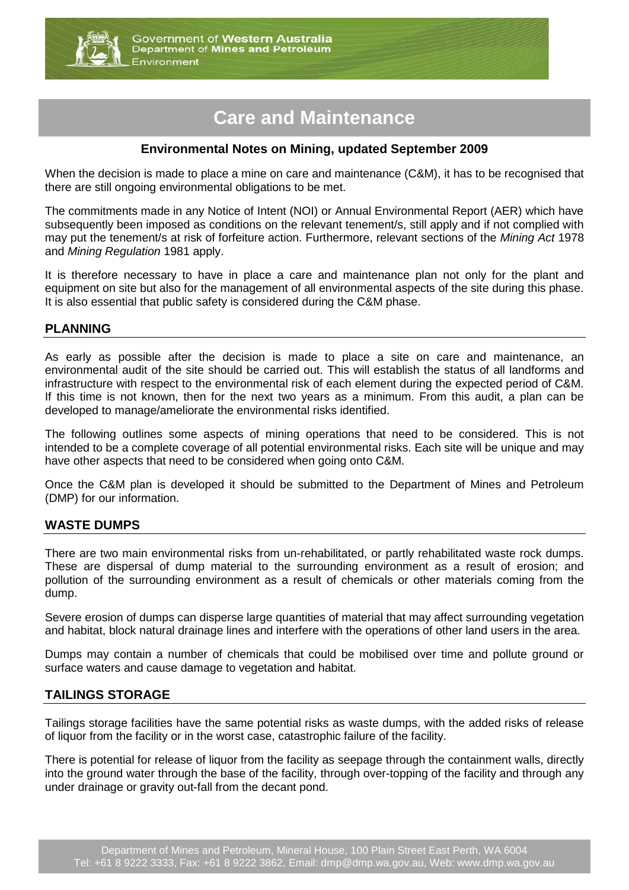# Care and Maintenance

**Environmental Notes on Mining, updated September 2009**

When the decision is made to place a mine on care and maintenance (C&M), it has to be recognised that there are still ongoing environmental obligations to be met.

The commitments made in any Notice of Intent (NOI) or Annual Environmental Report (AER) which have subsequently been imposed as conditions on the relevant tenement/s, still apply and if not complied with may put the tenement/s at risk of forfeiture action. Furthermore, relevant sections of the *Mining Act* 1978 and *Mining Regulation* 1981 apply.

It is therefore necessary to have in place a care and maintenance plan not only for the plant and equipment on site but also for the management of all environmental aspects of the site during this phase. It is also essential that public safety is considered during the C&M phase.

## PLANNING

As early as possible after the decision is made to place a site on care and maintenance, an environmental audit of the site should be carried out. This will establish the status of all landforms and infrastructure with respect to the environmental risk of each element during the expected period of C&M. If this time is not known, then for the next two years as a minimum. From this audit, a plan can be developed to manage/ameliorate the environmental risks identified.

The following outlines some aspects of mining operations that need to be considered. This is not intended to be a complete coverage of all potential environmental risks. Each site will be unique and may have other aspects that need to be considered when going onto C&M.

Once the C&M plan is developed it should be submitted to the Department of Mines and Petroleum (DMP) for our information.

## WASTE DUMPS

There are two main environmental risks from un-rehabilitated, or partly rehabilitated waste rock dumps. These are dispersal of dump material to the surrounding environment as a result of erosion; and pollution of the surrounding environment as a result of chemicals or other materials coming from the dump.

Severe erosion of dumps can disperse large quantities of material that may affect surrounding vegetation and habitat, block natural drainage lines and interfere with the operations of other land users in the area.

Dumps may contain a number of chemicals that could be mobilised over time and pollute ground or surface waters and cause damage to vegetation and habitat.

## TAILINGS STORAGE

Tailings storage facilities have the same potential risks as waste dumps, with the added risks of release of liquor from the facility or in the worst case, catastrophic failure of the facility.

There is potential for release of liquor from the facility as seepage through the containment walls, directly into the ground water through the base of the facility, through over-topping of the facility and through any under drainage or gravity out-fall from the decant pond.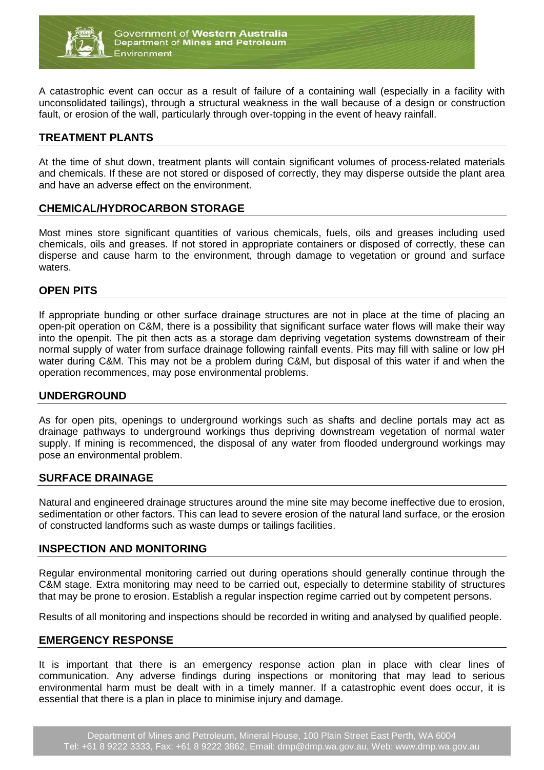A catastrophic event can occur as a result of failure of a containing wall (especially in a facility with unconsolidated tailings), through a structural weakness in the wall because of a design or construction fault, or erosion of the wall, particularly through over-topping in the event of heavy rainfall.

## TREATMENT PLANTS

At the time of shut down, treatment plants will contain significant volumes of process-related materials and chemicals. If these are not stored or disposed of correctly, they may disperse outside the plant area and have an adverse effect on the environment.

## CHEMICAL/HYDROCARBON STORAGE

Most mines store significant quantities of various chemicals, fuels, oils and greases including used chemicals, oils and greases. If not stored in appropriate containers or disposed of correctly, these can disperse and cause harm to the environment, through damage to vegetation or ground and surface waters.

## OPEN PITS

If appropriate bunding or other surface drainage structures are not in place at the time of placing an open-pit operation on C&M, there is a possibility that significant surface water flows will make their way into the openpit. The pit then acts as a storage dam depriving vegetation systems downstream of their normal supply of water from surface drainage following rainfall events. Pits may fill with saline or low pH water during C&M. This may not be a problem during C&M, but disposal of this water if and when the operation recommences, may pose environmental problems.

## UNDERGROUND

As for open pits, openings to underground workings such as shafts and decline portals may act as drainage pathways to underground workings thus depriving downstream vegetation of normal water supply. If mining is recommenced, the disposal of any water from flooded underground workings may pose an environmental problem.

## SURFACE DRAINAGE

Natural and engineered drainage structures around the mine site may become ineffective due to erosion, sedimentation or other factors. This can lead to severe erosion of the natural land surface, or the erosion of constructed landforms such as waste dumps or tailings facilities.

## INSPECTION AND MONITORING

Regular environmental monitoring carried out during operations should generally continue through the C&M stage. Extra monitoring may need to be carried out, especially to determine stability of structures that may be prone to erosion. Establish a regular inspection regime carried out by competent persons.

Results of all monitoring and inspections should be recorded in writing and analysed by qualified people.

## EMERGENCY RESPONSE

It is important that there is an emergency response action plan in place with clear lines of communication. Any adverse findings during inspections or monitoring that may lead to serious environmental harm must be dealt with in a timely manner. If a catastrophic event does occur, it is essential that there is a plan in place to minimise injury and damage.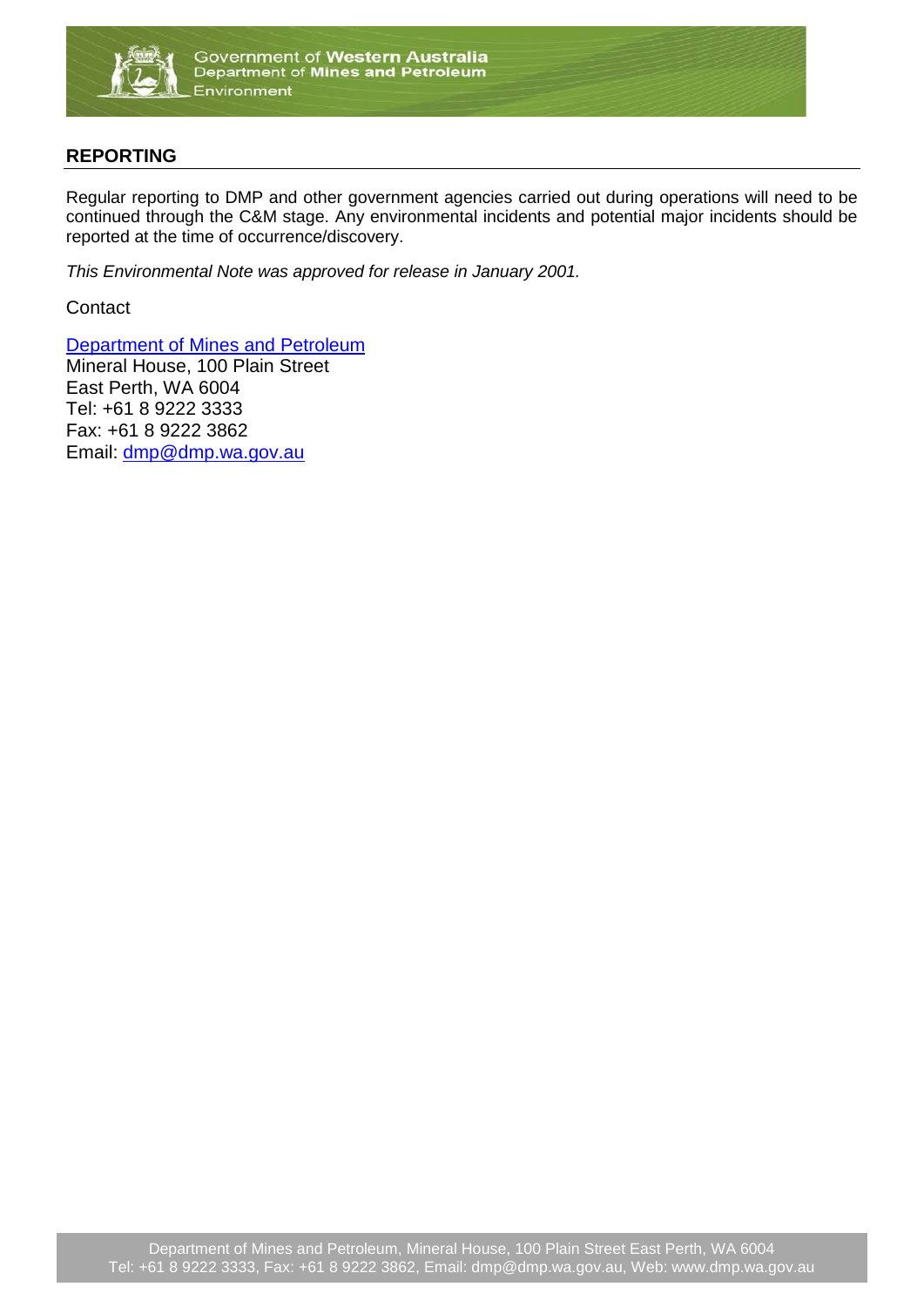## REPORTING

Regular reporting to DMP and other government agencies carried out during operations will need to be continued through the C&M stage. Any environmental incidents and potential major incidents should be reported at the time of occurrence/discovery.

*This Environmental Note was approved for release in January 2001.*

Contact

[Department of Mines and Petroleum](#)
Mineral House, 100 Plain Street
East Perth, WA 6004
Tel: +61 8 9222 3333
Fax: +61 8 9222 3862
Email: dmp@dmp.wa.gov.au